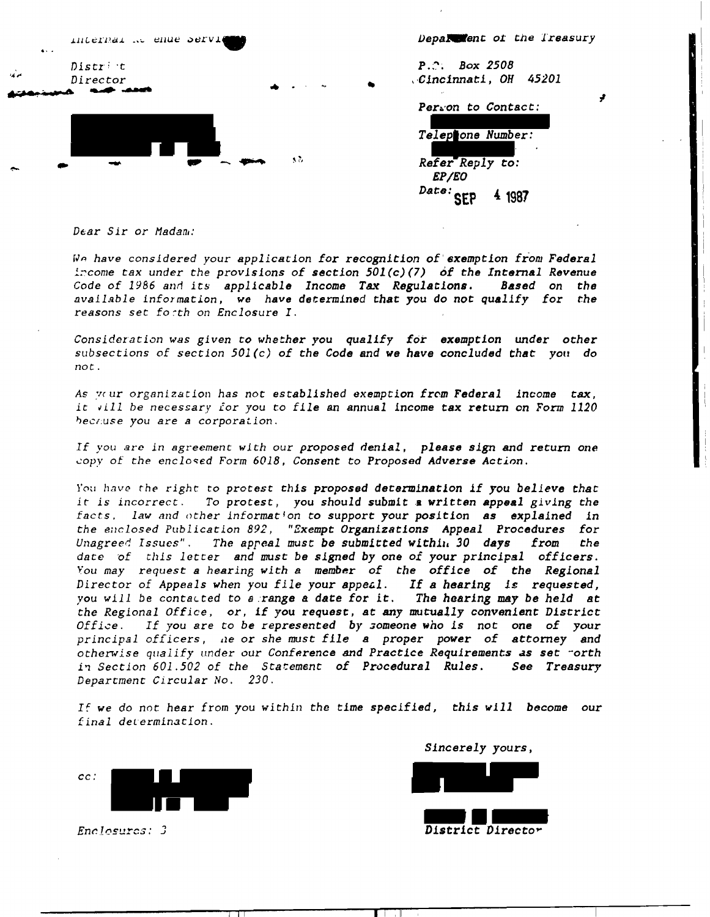Internal Revenue Service

District Director

Department of the Treasury

P.O. Box 2508
Cincinnati, OH 45201

Person to Contact:

Telephone Number:

Refer Reply to:
EP/EO

Date: SEP 4 1987

Dear Sir or Madam:

We have considered your application for recognition of exemption from Federal income tax under the provisions of section 501(c)(7) of the Internal Revenue Code of 1986 and its applicable Income Tax Regulations. Based on the available information, we have determined that you do not qualify for the reasons set forth on Enclosure I.

Consideration was given to whether you qualify for exemption under other subsections of section 501(c) of the Code and we have concluded that you do not.

As your organization has not established exemption from Federal income tax, it will be necessary for you to file an annual income tax return on Form 1120 because you are a corporation.

If you are in agreement with our proposed denial, please sign and return one copy of the enclosed Form 6018, Consent to Proposed Adverse Action.

You have the right to protest this proposed determination if you believe that it is incorrect. To protest, you should submit a written appeal giving the facts, law and other information to support your position as explained in the enclosed Publication 892, "Exempt Organizations Appeal Procedures for Unagreed Issues". The appeal must be submitted within 30 days from the date of this letter and must be signed by one of your principal officers. You may request a hearing with a member of the office of the Regional Director of Appeals when you file your appeal. If a hearing is requested, you will be contacted to arrange a date for it. The hearing may be held at the Regional Office, or, if you request, at any mutually convenient District Office. If you are to be represented by someone who is not one of your principal officers, he or she must file a proper power of attorney and otherwise qualify under our Conference and Practice Requirements as set forth in Section 601.502 of the Statement of Procedural Rules. See Treasury Department Circular No. 230.

If we do not hear from you within the time specified, this will become our final determination.

Sincerely yours,

District Director

cc:

Enclosures: 3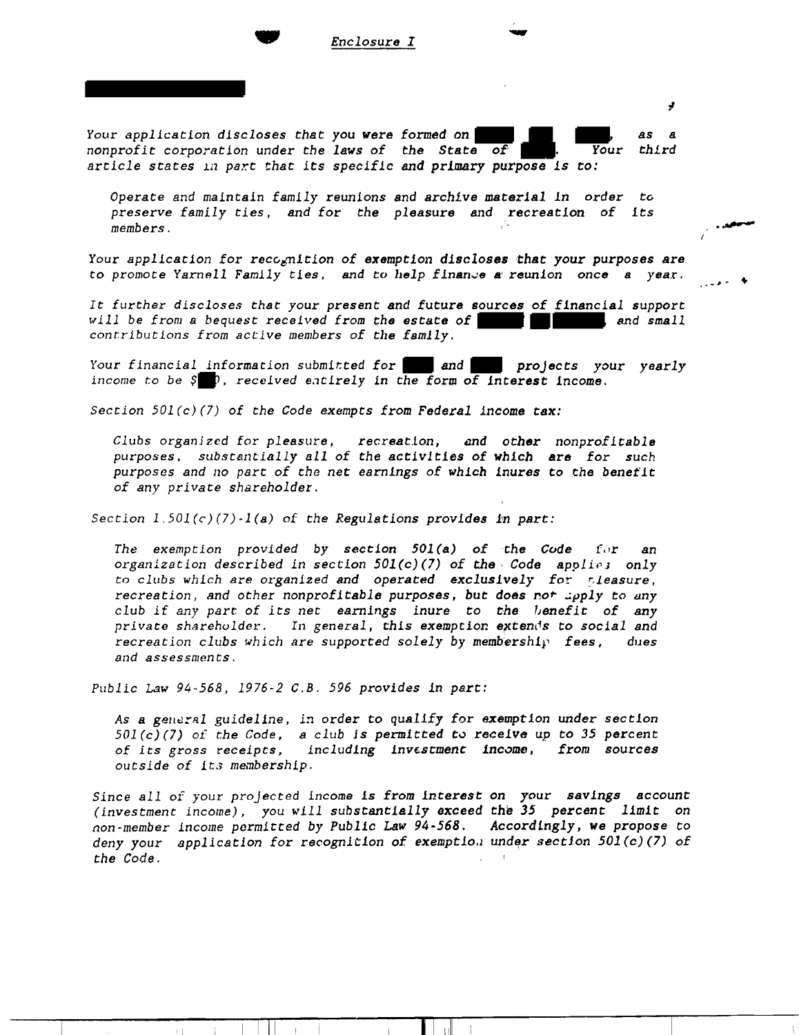*Enclosure I*

Your application discloses that you were formed on ██ ██ ██, as a nonprofit corporation under the laws of the State of ██. Your third article states in part that its specific and primary purpose is to:

> Operate and maintain family reunions and archive material in order to preserve family ties, and for the pleasure and recreation of its members.

Your application for recognition of exemption discloses that your purposes are to promote Yarnell Family ties, and to help finance a reunion once a year.

It further discloses that your present and future sources of financial support will be from a bequest received from the estate of ██ ██, and small contributions from active members of the family.

Your financial information submitted for ██ and ██ projects your yearly income to be $██, received entirely in the form of interest income.

Section 501(c)(7) of the Code exempts from Federal income tax:

> Clubs organized for pleasure, recreation, and other nonprofitable purposes, substantially all of the activities of which are for such purposes and no part of the net earnings of which inures to the benefit of any private shareholder.

Section 1.501(c)(7)-1(a) of the Regulations provides in part:

> The exemption provided by section 501(a) of the Code for an organization described in section 501(c)(7) of the Code applies only to clubs which are organized and operated exclusively for pleasure, recreation, and other nonprofitable purposes, but does not apply to any club if any part of its net earnings inure to the benefit of any private shareholder. In general, this exemption extends to social and recreation clubs which are supported solely by membership fees, dues and assessments.

Public Law 94-568, 1976-2 C.B. 596 provides in part:

> As a general guideline, in order to qualify for exemption under section 501(c)(7) of the Code, a club is permitted to receive up to 35 percent of its gross receipts, including investment income, from sources outside of its membership.

Since all of your projected income is from interest on your savings account (investment income), you will substantially exceed the 35 percent limit on non-member income permitted by Public Law 94-568. Accordingly, we propose to deny your application for recognition of exemption under section 501(c)(7) of the Code.